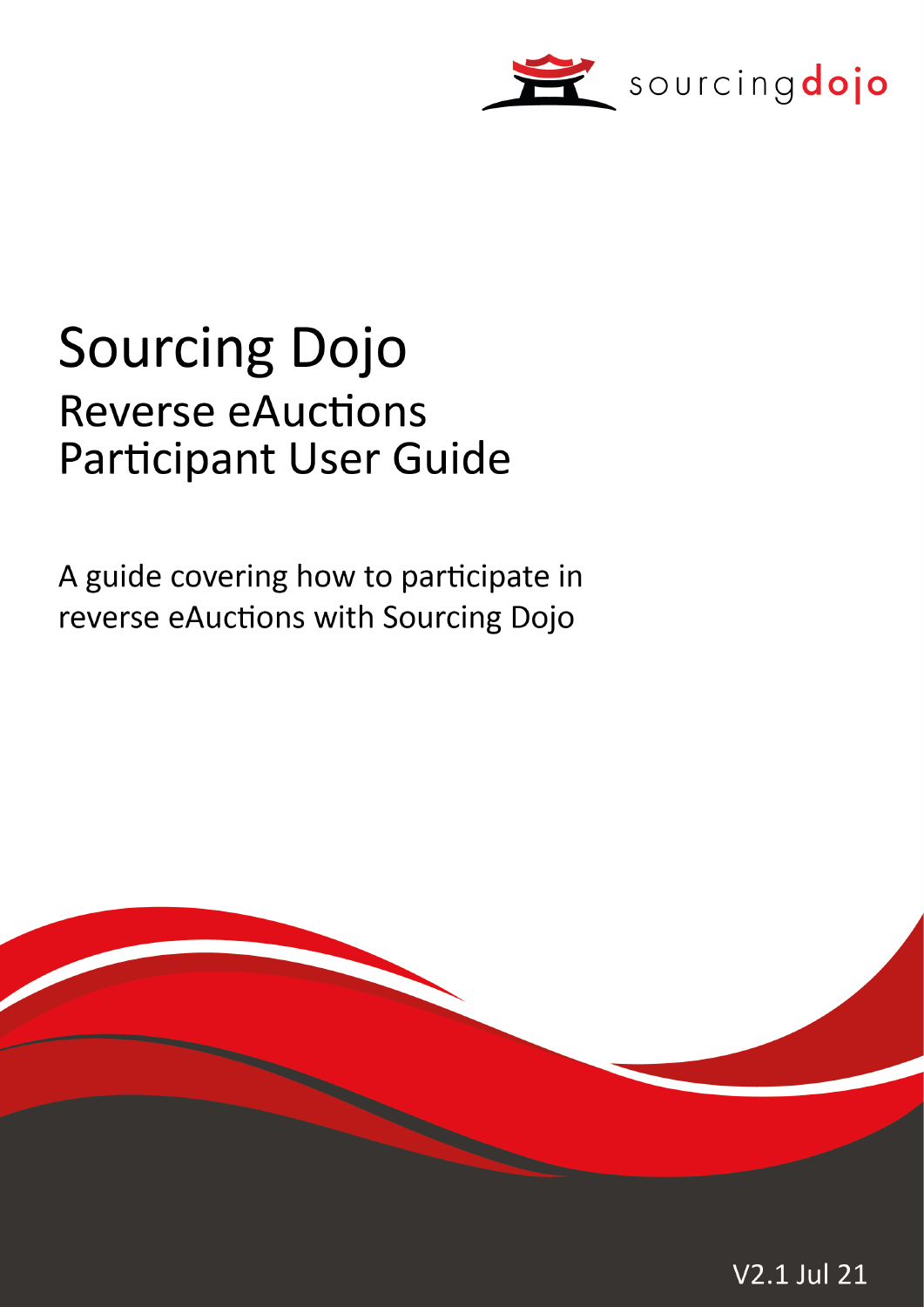# Sourcing Dojo

## Reverse eAuctions Participant User Guide

A guide covering how to participate in reverse eAuctions with Sourcing Dojo

V2.1 Jul 21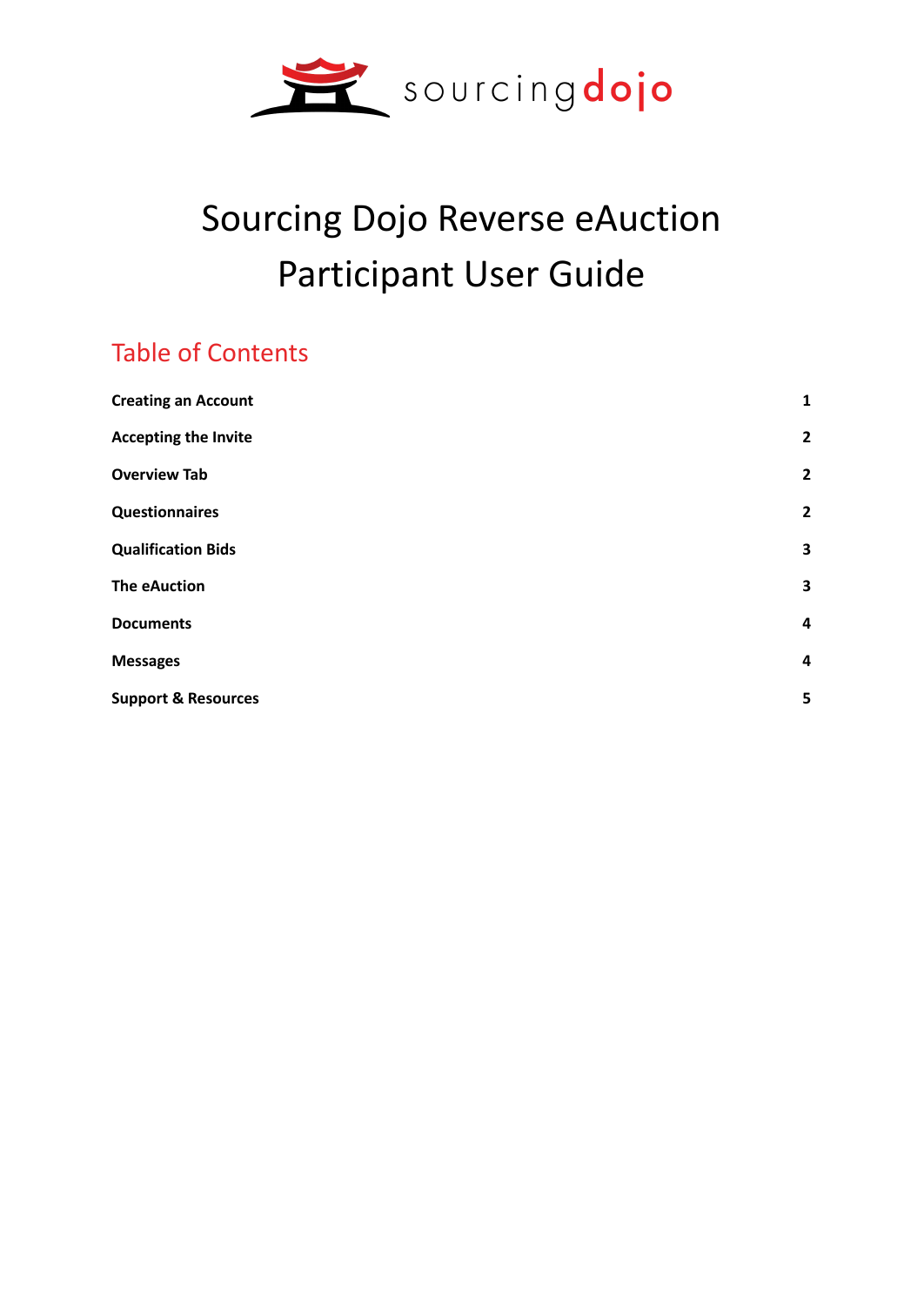# Sourcing Dojo Reverse eAuction Participant User Guide

## Table of Contents

| | |
|---|---|
| **Creating an Account** | **1** |
| **Accepting the Invite** | **2** |
| **Overview Tab** | **2** |
| **Questionnaires** | **2** |
| **Qualification Bids** | **3** |
| **The eAuction** | **3** |
| **Documents** | **4** |
| **Messages** | **4** |
| **Support & Resources** | **5** |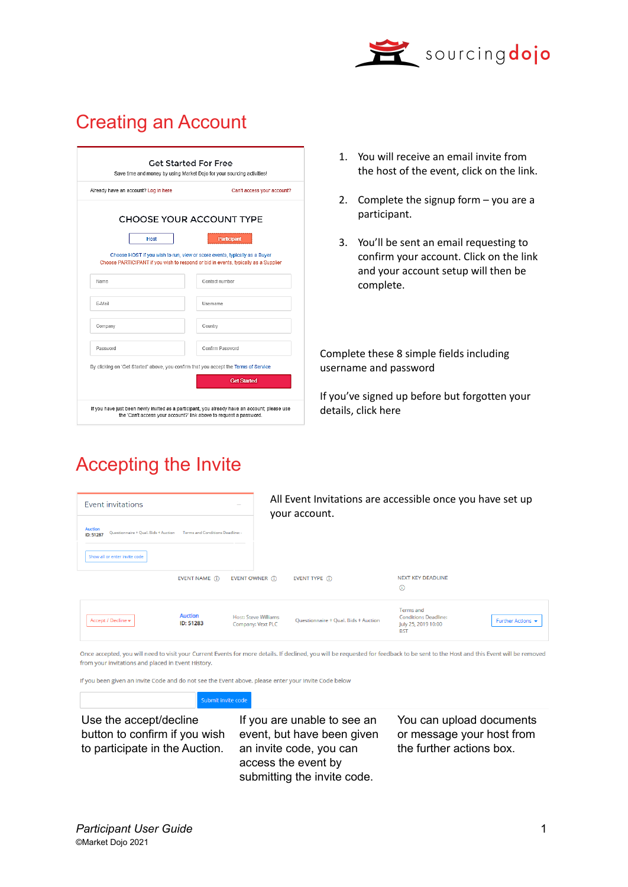# Creating an Account

Get Started For Free

Save time and money by using Market Dojo for your sourcing activities!

Already have an account? Log in here

Can't access your account?

CHOOSE YOUR ACCOUNT TYPE

Host | Participant

Choose HOST if you wish to run, view or score events, typically as a Buyer

Choose PARTICIPANT if you wish to respond or bid in events, typically as a Supplier

Name | Contact number

E-Mail | Username

Company | Country

Password | Confirm Password

By clicking on 'Get Started' above, you confirm that you accept the Terms of Service

Get Started

If you have just been newly invited as a participant, you already have an account; please use the 'Can't access your account?' link above to request a password.

1. You will receive an email invite from the host of the event, click on the link.
2. Complete the signup form – you are a participant.
3. You'll be sent an email requesting to confirm your account. Click on the link and your account setup will then be complete.

Complete these 8 simple fields including username and password

If you've signed up before but forgotten your details, click here

# Accepting the Invite

Event invitations

Auction ID: 51287 | Questionnaire + Qual. Bids + Auction | Terms and Conditions Deadline: -

Show all or enter invite code

All Event Invitations are accessible once you have set up your account.

| | EVENT NAME | EVENT OWNER | EVENT TYPE | NEXT KEY DEADLINE | |
|---|---|---|---|---|---|
| Accept / Decline | Auction ID: 51283 | Host: Steve Williams Company: Vext PLC | Questionnaire + Qual. Bids + Auction | Terms and Conditions Deadline: July 25, 2019 10:00 BST | Further Actions |

Once accepted, you will need to visit your Current Events for more details. If declined, you will be requested for feedback to be sent to the Host and this Event will be removed from your Invitations and placed in Event History.

If you been given an Invite Code and do not see the Event above, please enter your Invite Code below

Submit invite code

Use the accept/decline button to confirm if you wish to participate in the Auction.

If you are unable to see an event, but have been given an invite code, you can access the event by submitting the invite code.

You can upload documents or message your host from the further actions box.

*Participant User Guide*

©Market Dojo 2021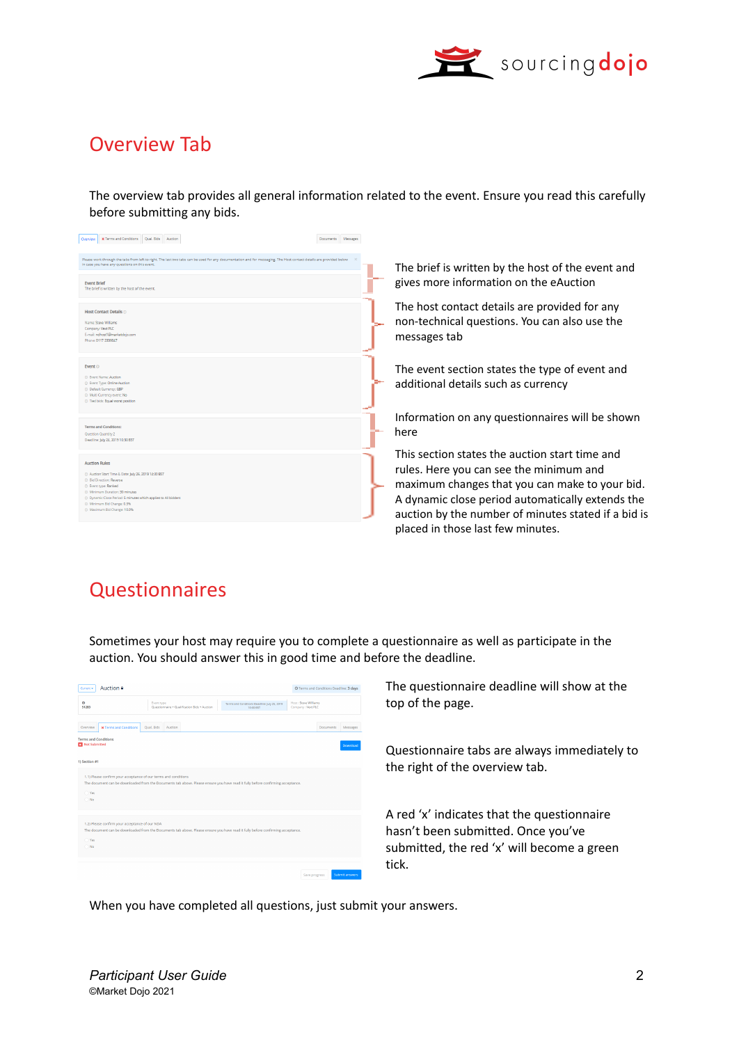## Overview Tab

The overview tab provides all general information related to the event. Ensure you read this carefully before submitting any bids.

The brief is written by the host of the event and gives more information on the eAuction

The host contact details are provided for any non-technical questions. You can also use the messages tab

The event section states the type of event and additional details such as currency

Information on any questionnaires will be shown here

This section states the auction start time and rules. Here you can see the minimum and maximum changes that you can make to your bid. A dynamic close period automatically extends the auction by the number of minutes stated if a bid is placed in those last few minutes.

## Questionnaires

Sometimes your host may require you to complete a questionnaire as well as participate in the auction. You should answer this in good time and before the deadline.

The questionnaire deadline will show at the top of the page.

Questionnaire tabs are always immediately to the right of the overview tab.

A red ‘x’ indicates that the questionnaire hasn’t been submitted. Once you’ve submitted, the red ‘x’ will become a green tick.

When you have completed all questions, just submit your answers.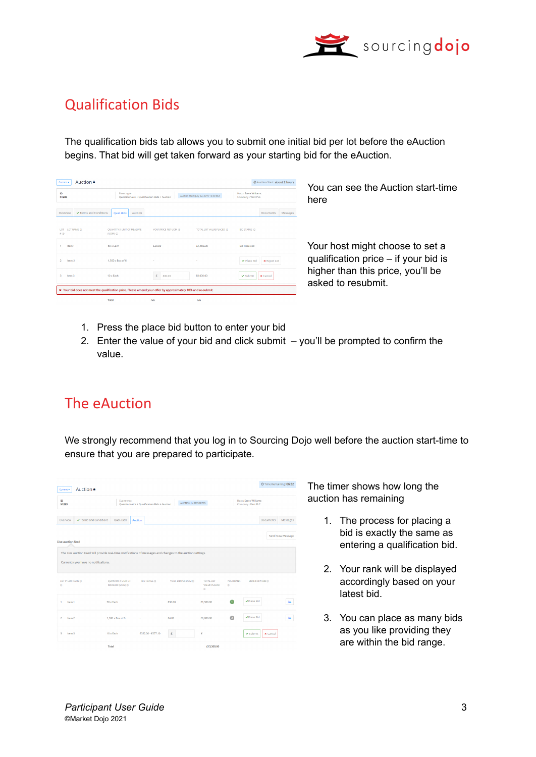## Qualification Bids

The qualification bids tab allows you to submit one initial bid per lot before the eAuction begins. That bid will get taken forward as your starting bid for the eAuction.

You can see the Auction start-time here

Your host might choose to set a qualification price – if your bid is higher than this price, you'll be asked to resubmit.

1. Press the place bid button to enter your bid
2. Enter the value of your bid and click submit – you'll be prompted to confirm the value.

## The eAuction

We strongly recommend that you log in to Sourcing Dojo well before the auction start-time to ensure that you are prepared to participate.

The timer shows how long the auction has remaining

1. The process for placing a bid is exactly the same as entering a qualification bid.
2. Your rank will be displayed accordingly based on your latest bid.
3. You can place as many bids as you like providing they are within the bid range.

*Participant User Guide*
©Market Dojo 2021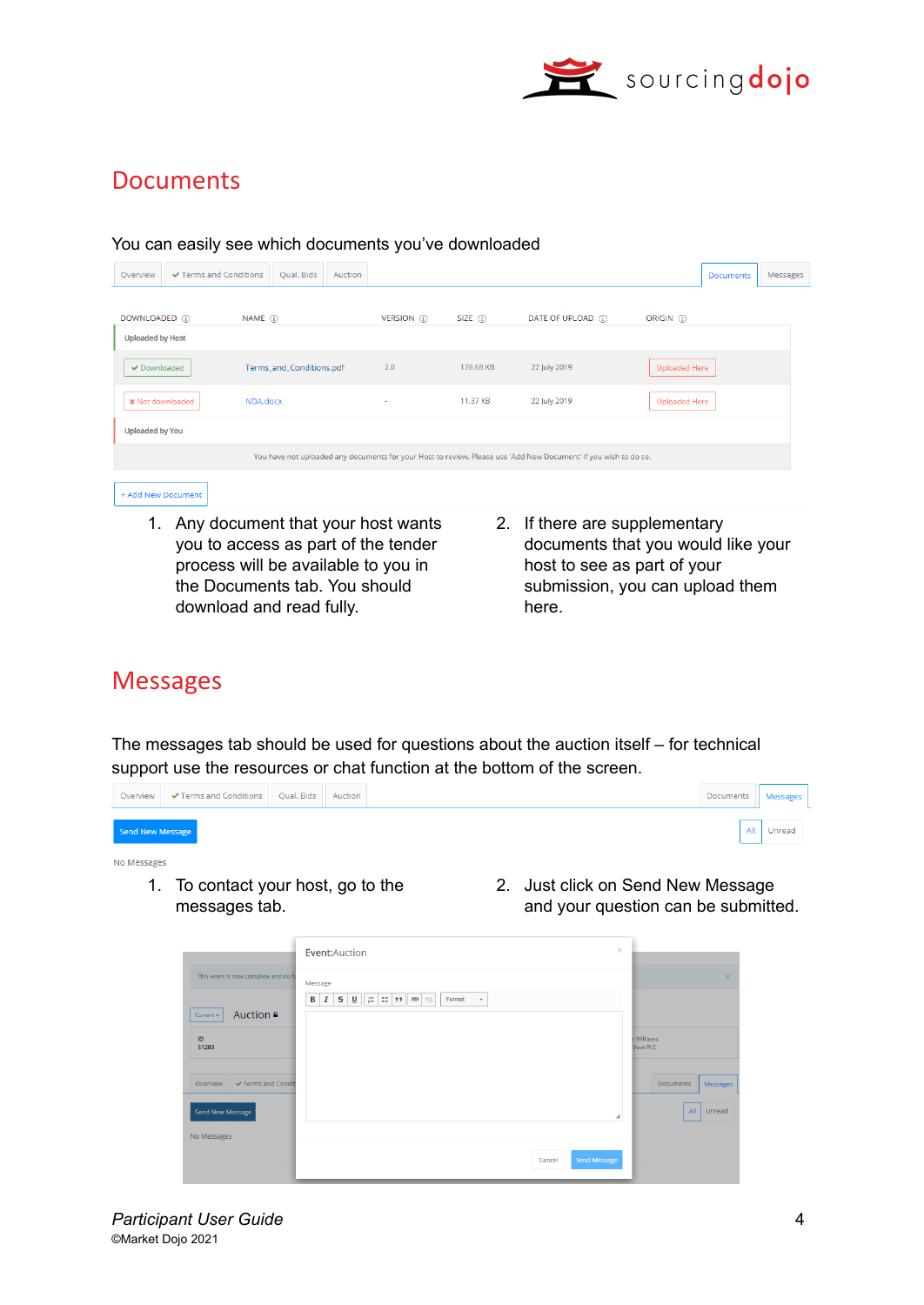# Documents

You can easily see which documents you've downloaded

| Overview | ✔ Terms and Conditions | Qual. Bids | Auction | Documents | Messages |
|---|---|---|---|---|---|

| DOWNLOADED | NAME | VERSION | SIZE | DATE OF UPLOAD | ORIGIN |
|---|---|---|---|---|---|
| **Uploaded by Host** | | | | | |
| ✔ Downloaded | Terms_and_Conditions.pdf | 2.0 | 178.68 KB | 22 July 2019 | Uploaded Here |
| ✖ Not downloaded | NDA.docx | - | 11.37 KB | 22 July 2019 | Uploaded Here |
| **Uploaded by You** | | | | | |
| You have not uploaded any documents for your Host to review. Please use 'Add New Document' if you wish to do so. | | | | | |

+ Add New Document

1. Any document that your host wants you to access as part of the tender process will be available to you in the Documents tab. You should download and read fully.
2. If there are supplementary documents that you would like your host to see as part of your submission, you can upload them here.

# Messages

The messages tab should be used for questions about the auction itself – for technical support use the resources or chat function at the bottom of the screen.

| Overview | ✔ Terms and Conditions | Qual. Bids | Auction | Documents | Messages |
|---|---|---|---|---|---|

Send New Message

All | Unread

No Messages

1. To contact your host, go to the messages tab.
2. Just click on Send New Message and your question can be submitted.

Event:Auction

Message

Cancel | Send Message

*Participant User Guide*

©Market Dojo 2021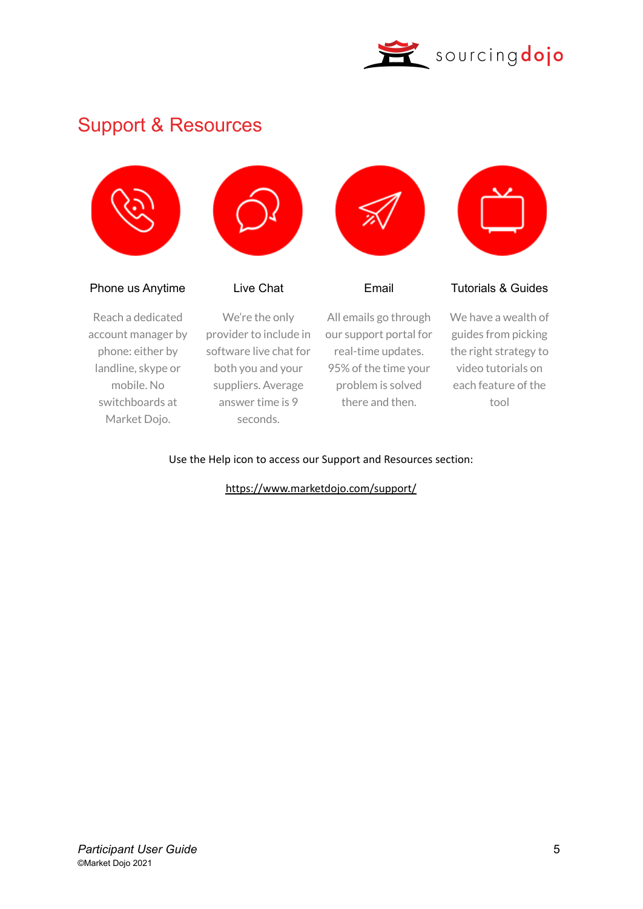# Support & Resources

### Phone us Anytime

Reach a dedicated account manager by phone: either by landline, skype or mobile. No switchboards at Market Dojo.

### Live Chat

We're the only provider to include in software live chat for both you and your suppliers. Average answer time is 9 seconds.

### Email

All emails go through our support portal for real-time updates. 95% of the time your problem is solved there and then.

### Tutorials & Guides

We have a wealth of guides from picking the right strategy to video tutorials on each feature of the tool

Use the Help icon to access our Support and Resources section:

https://www.marketdojo.com/support/